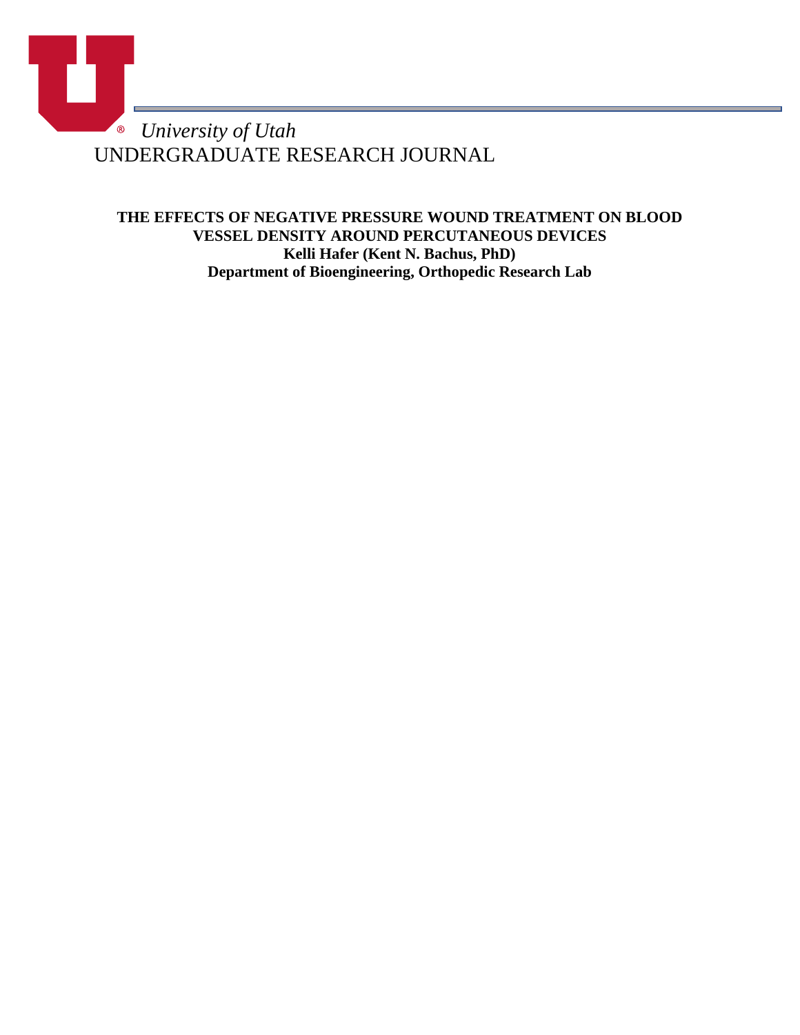*University of Utah*

UNDERGRADUATE RESEARCH JOURNAL

**THE EFFECTS OF NEGATIVE PRESSURE WOUND TREATMENT ON BLOOD VESSEL DENSITY AROUND PERCUTANEOUS DEVICES**

**Kelli Hafer (Kent N. Bachus, PhD)**

**Department of Bioengineering, Orthopedic Research Lab**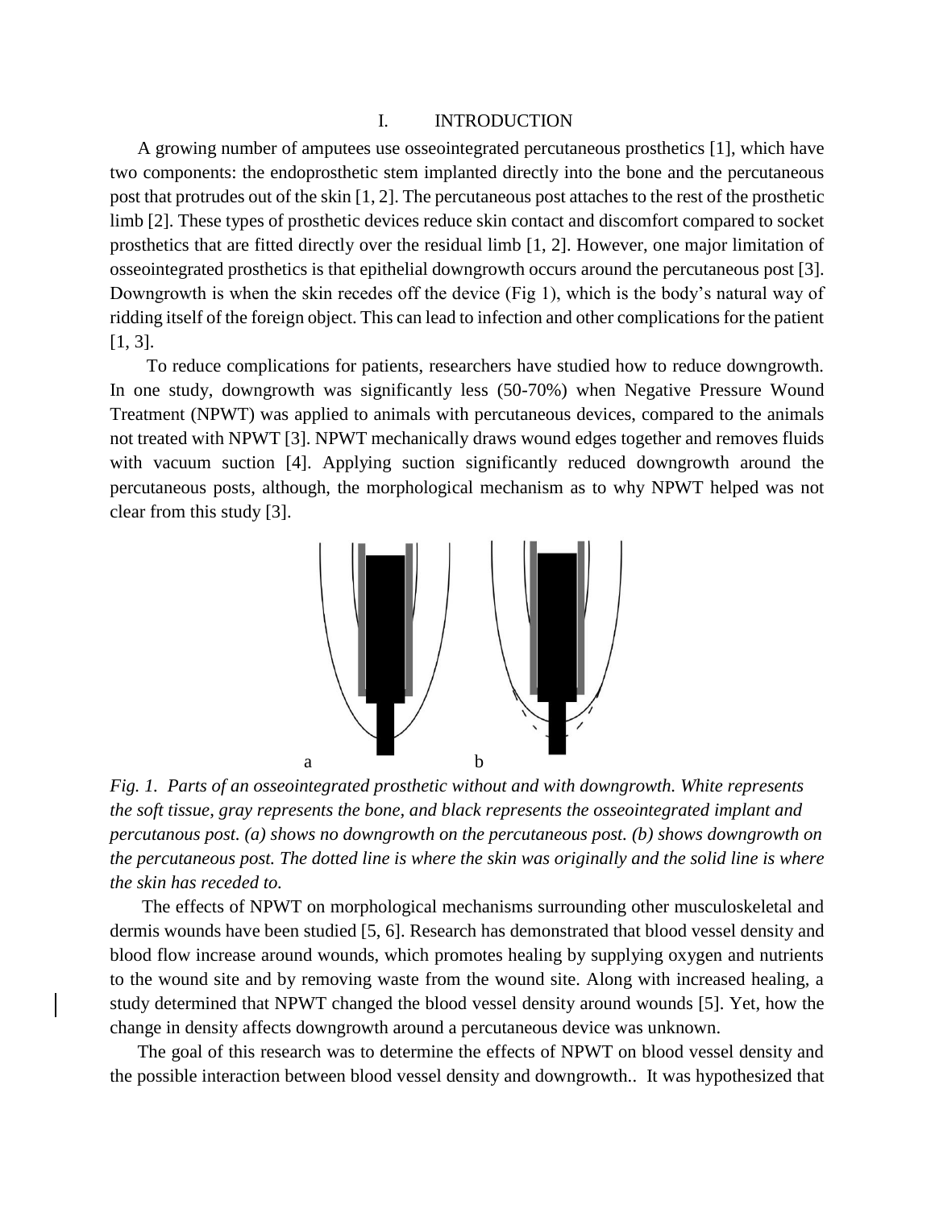# I. INTRODUCTION

A growing number of amputees use osseointegrated percutaneous prosthetics [1], which have two components: the endoprosthetic stem implanted directly into the bone and the percutaneous post that protrudes out of the skin [1, 2]. The percutaneous post attaches to the rest of the prosthetic limb [2]. These types of prosthetic devices reduce skin contact and discomfort compared to socket prosthetics that are fitted directly over the residual limb [1, 2]. However, one major limitation of osseointegrated prosthetics is that epithelial downgrowth occurs around the percutaneous post [3]. Downgrowth is when the skin recedes off the device (Fig 1), which is the body's natural way of ridding itself of the foreign object. This can lead to infection and other complications for the patient [1, 3].

To reduce complications for patients, researchers have studied how to reduce downgrowth. In one study, downgrowth was significantly less (50-70%) when Negative Pressure Wound Treatment (NPWT) was applied to animals with percutaneous devices, compared to the animals not treated with NPWT [3]. NPWT mechanically draws wound edges together and removes fluids with vacuum suction [4]. Applying suction significantly reduced downgrowth around the percutaneous posts, although, the morphological mechanism as to why NPWT helped was not clear from this study [3].

a b

*Fig. 1. Parts of an osseointegrated prosthetic without and with downgrowth. White represents the soft tissue, gray represents the bone, and black represents the osseointegrated implant and percutanous post. (a) shows no downgrowth on the percutaneous post. (b) shows downgrowth on the percutaneous post. The dotted line is where the skin was originally and the solid line is where the skin has receded to.*

The effects of NPWT on morphological mechanisms surrounding other musculoskeletal and dermis wounds have been studied [5, 6]. Research has demonstrated that blood vessel density and blood flow increase around wounds, which promotes healing by supplying oxygen and nutrients to the wound site and by removing waste from the wound site. Along with increased healing, a study determined that NPWT changed the blood vessel density around wounds [5]. Yet, how the change in density affects downgrowth around a percutaneous device was unknown.

The goal of this research was to determine the effects of NPWT on blood vessel density and the possible interaction between blood vessel density and downgrowth.. It was hypothesized that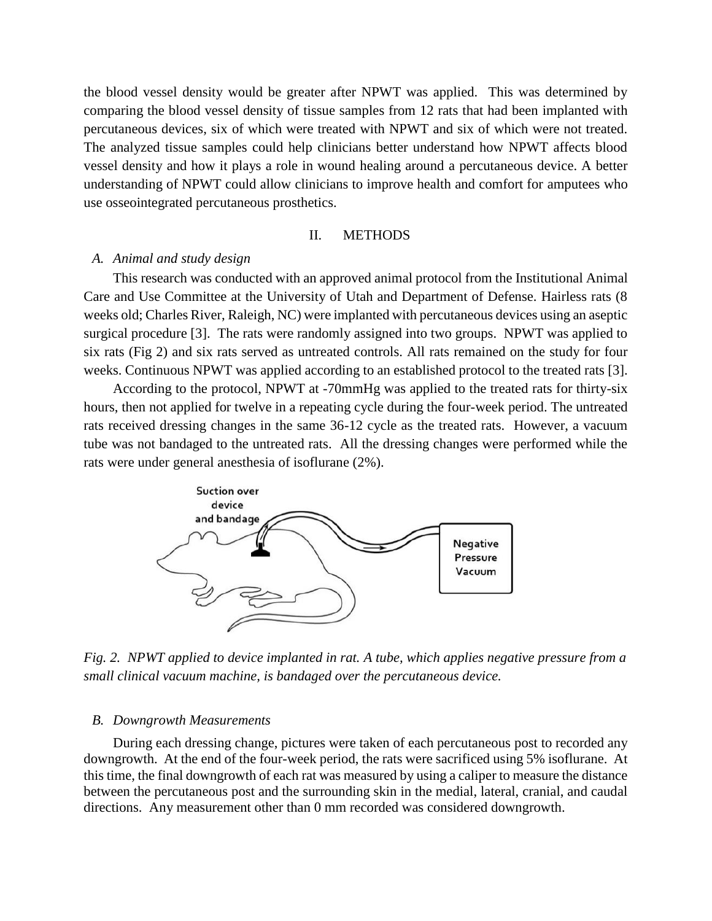the blood vessel density would be greater after NPWT was applied. This was determined by comparing the blood vessel density of tissue samples from 12 rats that had been implanted with percutaneous devices, six of which were treated with NPWT and six of which were not treated. The analyzed tissue samples could help clinicians better understand how NPWT affects blood vessel density and how it plays a role in wound healing around a percutaneous device. A better understanding of NPWT could allow clinicians to improve health and comfort for amputees who use osseointegrated percutaneous prosthetics.

## II. METHODS

### *A. Animal and study design*

This research was conducted with an approved animal protocol from the Institutional Animal Care and Use Committee at the University of Utah and Department of Defense. Hairless rats (8 weeks old; Charles River, Raleigh, NC) were implanted with percutaneous devices using an aseptic surgical procedure [3]. The rats were randomly assigned into two groups. NPWT was applied to six rats (Fig 2) and six rats served as untreated controls. All rats remained on the study for four weeks. Continuous NPWT was applied according to an established protocol to the treated rats [3].

According to the protocol, NPWT at -70mmHg was applied to the treated rats for thirty-six hours, then not applied for twelve in a repeating cycle during the four-week period. The untreated rats received dressing changes in the same 36-12 cycle as the treated rats. However, a vacuum tube was not bandaged to the untreated rats. All the dressing changes were performed while the rats were under general anesthesia of isoflurane (2%).

*Fig. 2. NPWT applied to device implanted in rat. A tube, which applies negative pressure from a small clinical vacuum machine, is bandaged over the percutaneous device.*

### *B. Downgrowth Measurements*

During each dressing change, pictures were taken of each percutaneous post to recorded any downgrowth. At the end of the four-week period, the rats were sacrificed using 5% isoflurane. At this time, the final downgrowth of each rat was measured by using a caliper to measure the distance between the percutaneous post and the surrounding skin in the medial, lateral, cranial, and caudal directions. Any measurement other than 0 mm recorded was considered downgrowth.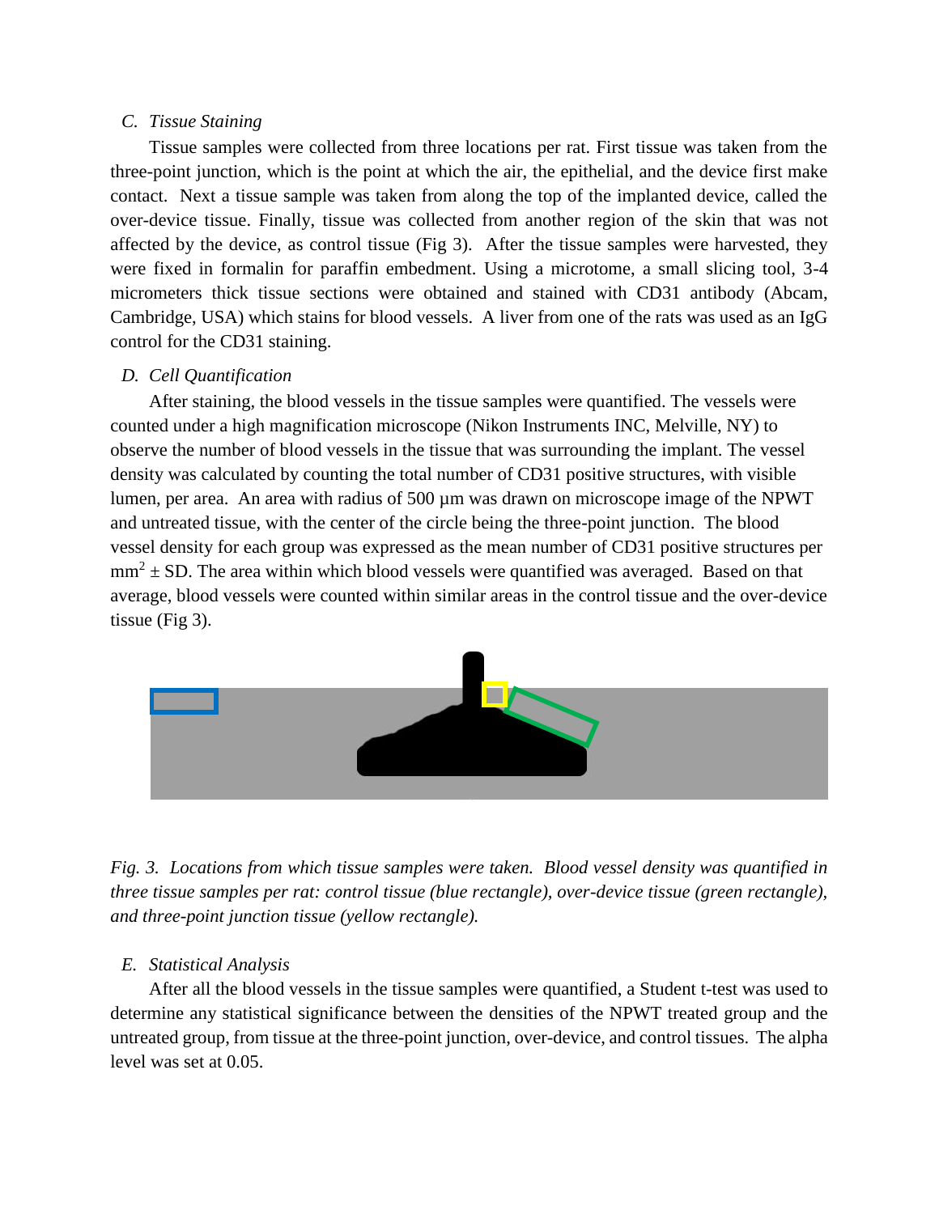### C. *Tissue Staining*

Tissue samples were collected from three locations per rat. First tissue was taken from the three-point junction, which is the point at which the air, the epithelial, and the device first make contact. Next a tissue sample was taken from along the top of the implanted device, called the over-device tissue. Finally, tissue was collected from another region of the skin that was not affected by the device, as control tissue (Fig 3). After the tissue samples were harvested, they were fixed in formalin for paraffin embedment. Using a microtome, a small slicing tool, 3-4 micrometers thick tissue sections were obtained and stained with CD31 antibody (Abcam, Cambridge, USA) which stains for blood vessels. A liver from one of the rats was used as an IgG control for the CD31 staining.

### D. *Cell Quantification*

After staining, the blood vessels in the tissue samples were quantified. The vessels were counted under a high magnification microscope (Nikon Instruments INC, Melville, NY) to observe the number of blood vessels in the tissue that was surrounding the implant. The vessel density was calculated by counting the total number of CD31 positive structures, with visible lumen, per area. An area with radius of 500 µm was drawn on microscope image of the NPWT and untreated tissue, with the center of the circle being the three-point junction. The blood vessel density for each group was expressed as the mean number of CD31 positive structures per $mm^2 \pm SD$. The area within which blood vessels were quantified was averaged. Based on that average, blood vessels were counted within similar areas in the control tissue and the over-device tissue (Fig 3).

*Fig. 3. Locations from which tissue samples were taken. Blood vessel density was quantified in three tissue samples per rat: control tissue (blue rectangle), over-device tissue (green rectangle), and three-point junction tissue (yellow rectangle).*

### E. *Statistical Analysis*

After all the blood vessels in the tissue samples were quantified, a Student t-test was used to determine any statistical significance between the densities of the NPWT treated group and the untreated group, from tissue at the three-point junction, over-device, and control tissues. The alpha level was set at 0.05.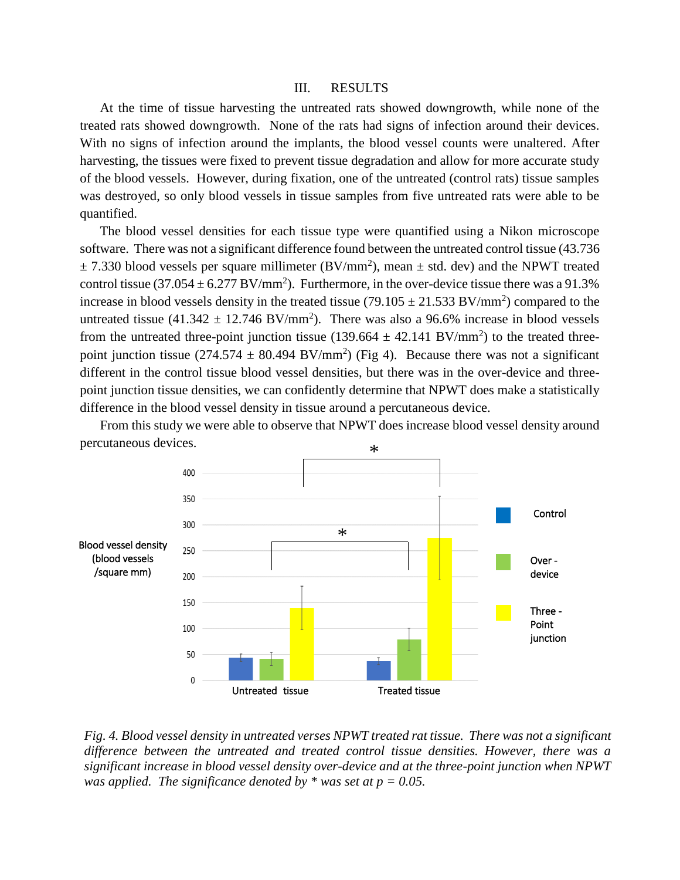## III. RESULTS

At the time of tissue harvesting the untreated rats showed downgrowth, while none of the treated rats showed downgrowth. None of the rats had signs of infection around their devices. With no signs of infection around the implants, the blood vessel counts were unaltered. After harvesting, the tissues were fixed to prevent tissue degradation and allow for more accurate study of the blood vessels. However, during fixation, one of the untreated (control rats) tissue samples was destroyed, so only blood vessels in tissue samples from five untreated rats were able to be quantified.

The blood vessel densities for each tissue type were quantified using a Nikon microscope software. There was not a significant difference found between the untreated control tissue (43.736 ± 7.330 blood vessels per square millimeter (BV/mm$^2$), mean ± std. dev) and the NPWT treated control tissue (37.054 ± 6.277 BV/mm$^2$). Furthermore, in the over-device tissue there was a 91.3% increase in blood vessels density in the treated tissue (79.105 ± 21.533 BV/mm$^2$) compared to the untreated tissue (41.342 ± 12.746 BV/mm$^2$). There was also a 96.6% increase in blood vessels from the untreated three-point junction tissue (139.664 ± 42.141 BV/mm$^2$) to the treated three-point junction tissue (274.574 ± 80.494 BV/mm$^2$) (Fig 4). Because there was not a significant different in the control tissue blood vessel densities, but there was in the over-device and three-point junction tissue densities, we can confidently determine that NPWT does make a statistically difference in the blood vessel density in tissue around a percutaneous device.

From this study we were able to observe that NPWT does increase blood vessel density around percutaneous devices.

*Fig. 4. Blood vessel density in untreated verses NPWT treated rat tissue. There was not a significant difference between the untreated and treated control tissue densities. However, there was a significant increase in blood vessel density over-device and at the three-point junction when NPWT was applied. The significance denoted by * was set at $p = 0.05$.*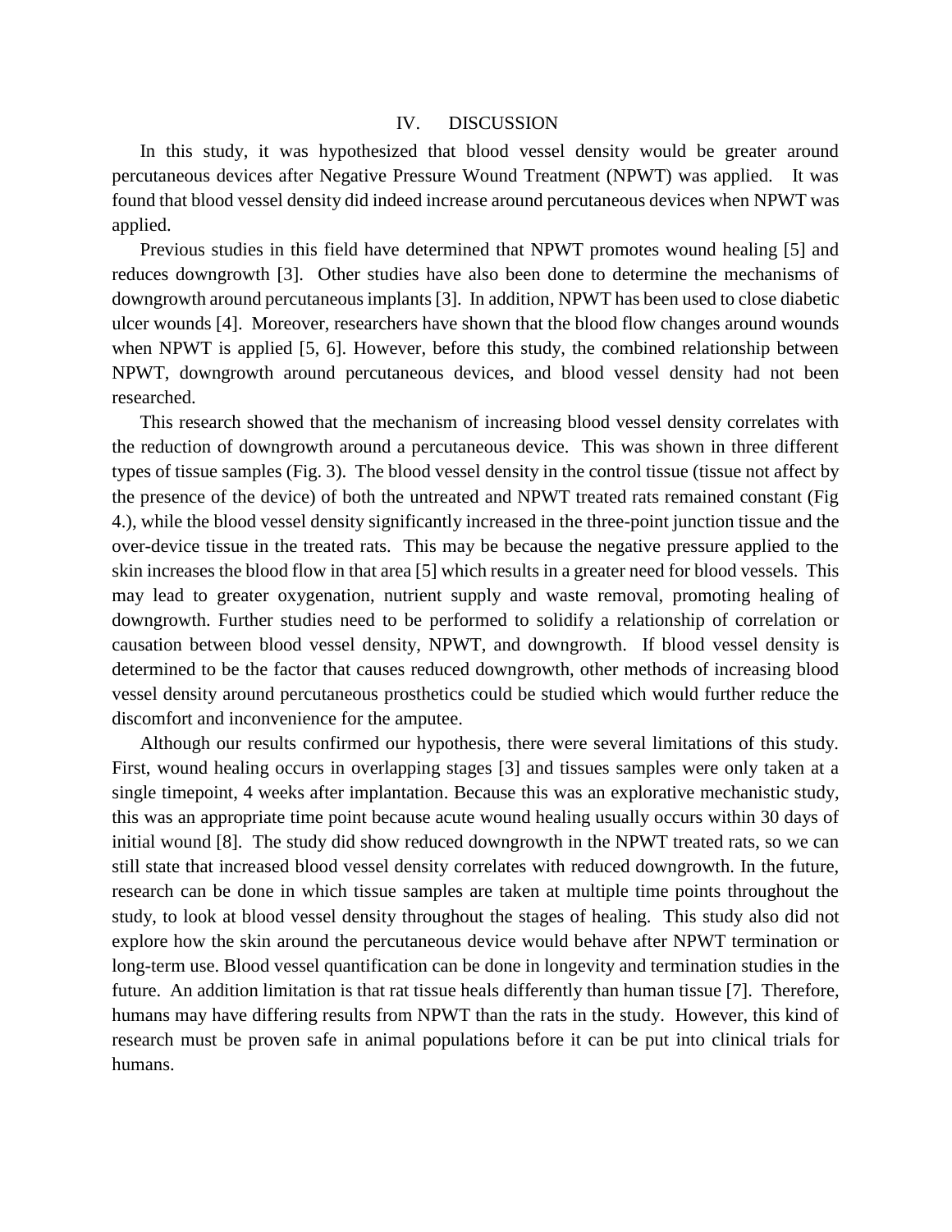## IV. DISCUSSION

In this study, it was hypothesized that blood vessel density would be greater around percutaneous devices after Negative Pressure Wound Treatment (NPWT) was applied. It was found that blood vessel density did indeed increase around percutaneous devices when NPWT was applied.

Previous studies in this field have determined that NPWT promotes wound healing [5] and reduces downgrowth [3]. Other studies have also been done to determine the mechanisms of downgrowth around percutaneous implants [3]. In addition, NPWT has been used to close diabetic ulcer wounds [4]. Moreover, researchers have shown that the blood flow changes around wounds when NPWT is applied [5, 6]. However, before this study, the combined relationship between NPWT, downgrowth around percutaneous devices, and blood vessel density had not been researched.

This research showed that the mechanism of increasing blood vessel density correlates with the reduction of downgrowth around a percutaneous device. This was shown in three different types of tissue samples (Fig. 3). The blood vessel density in the control tissue (tissue not affect by the presence of the device) of both the untreated and NPWT treated rats remained constant (Fig 4.), while the blood vessel density significantly increased in the three-point junction tissue and the over-device tissue in the treated rats. This may be because the negative pressure applied to the skin increases the blood flow in that area [5] which results in a greater need for blood vessels. This may lead to greater oxygenation, nutrient supply and waste removal, promoting healing of downgrowth. Further studies need to be performed to solidify a relationship of correlation or causation between blood vessel density, NPWT, and downgrowth. If blood vessel density is determined to be the factor that causes reduced downgrowth, other methods of increasing blood vessel density around percutaneous prosthetics could be studied which would further reduce the discomfort and inconvenience for the amputee.

Although our results confirmed our hypothesis, there were several limitations of this study. First, wound healing occurs in overlapping stages [3] and tissues samples were only taken at a single timepoint, 4 weeks after implantation. Because this was an explorative mechanistic study, this was an appropriate time point because acute wound healing usually occurs within 30 days of initial wound [8]. The study did show reduced downgrowth in the NPWT treated rats, so we can still state that increased blood vessel density correlates with reduced downgrowth. In the future, research can be done in which tissue samples are taken at multiple time points throughout the study, to look at blood vessel density throughout the stages of healing. This study also did not explore how the skin around the percutaneous device would behave after NPWT termination or long-term use. Blood vessel quantification can be done in longevity and termination studies in the future. An addition limitation is that rat tissue heals differently than human tissue [7]. Therefore, humans may have differing results from NPWT than the rats in the study. However, this kind of research must be proven safe in animal populations before it can be put into clinical trials for humans.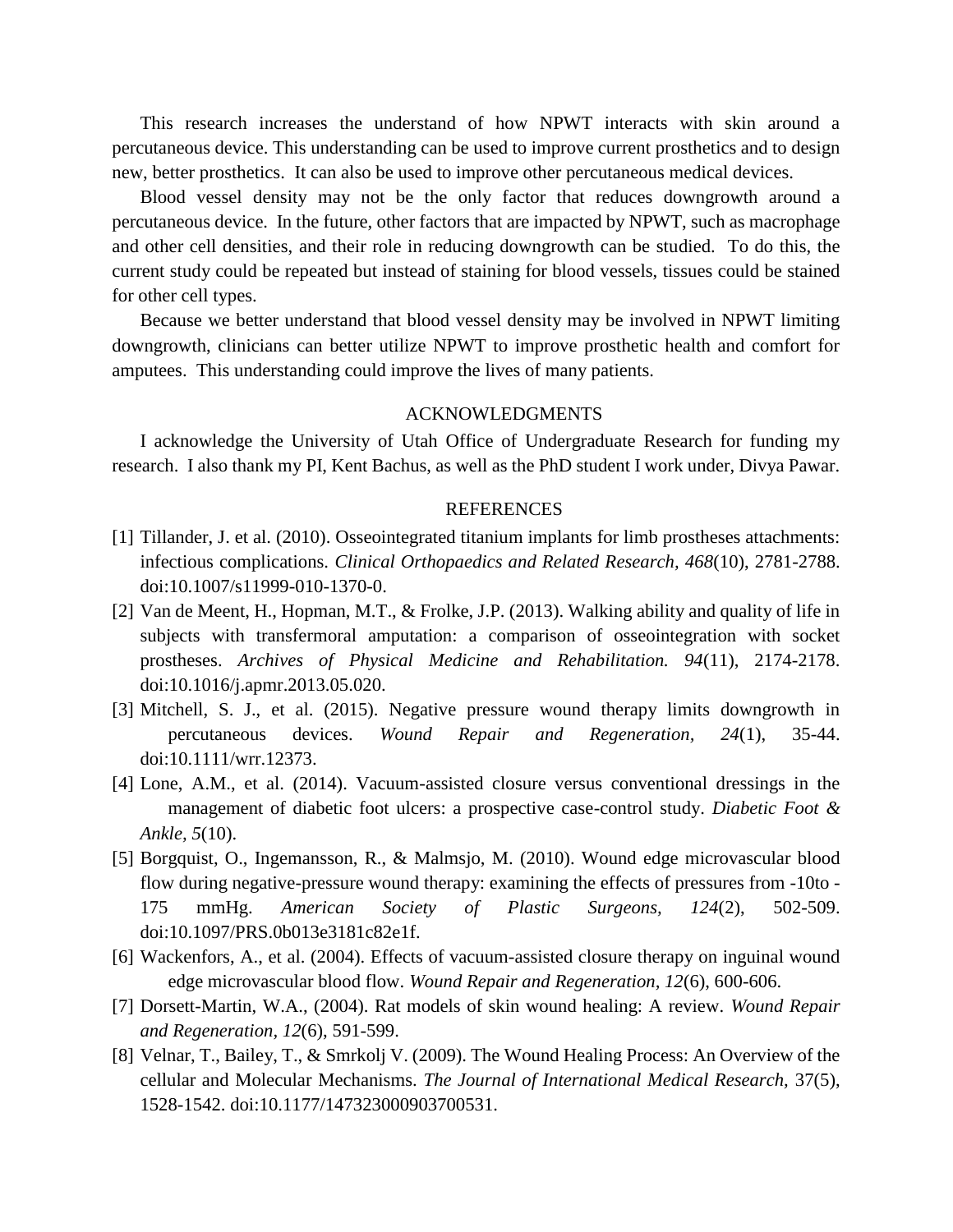This research increases the understand of how NPWT interacts with skin around a percutaneous device. This understanding can be used to improve current prosthetics and to design new, better prosthetics. It can also be used to improve other percutaneous medical devices.

Blood vessel density may not be the only factor that reduces downgrowth around a percutaneous device. In the future, other factors that are impacted by NPWT, such as macrophage and other cell densities, and their role in reducing downgrowth can be studied. To do this, the current study could be repeated but instead of staining for blood vessels, tissues could be stained for other cell types.

Because we better understand that blood vessel density may be involved in NPWT limiting downgrowth, clinicians can better utilize NPWT to improve prosthetic health and comfort for amputees. This understanding could improve the lives of many patients.

## ACKNOWLEDGMENTS

I acknowledge the University of Utah Office of Undergraduate Research for funding my research. I also thank my PI, Kent Bachus, as well as the PhD student I work under, Divya Pawar.

## REFERENCES

[1] Tillander, J. et al. (2010). Osseointegrated titanium implants for limb prostheses attachments: infectious complications. *Clinical Orthopaedics and Related Research, 468*(10), 2781-2788. doi:10.1007/s11999-010-1370-0.

[2] Van de Meent, H., Hopman, M.T., & Frolke, J.P. (2013). Walking ability and quality of life in subjects with transfermoral amputation: a comparison of osseointegration with socket prostheses. *Archives of Physical Medicine and Rehabilitation. 94*(11), 2174-2178. doi:10.1016/j.apmr.2013.05.020.

[3] Mitchell, S. J., et al. (2015). Negative pressure wound therapy limits downgrowth in percutaneous devices. *Wound Repair and Regeneration, 24*(1), 35-44. doi:10.1111/wrr.12373.

[4] Lone, A.M., et al. (2014). Vacuum-assisted closure versus conventional dressings in the management of diabetic foot ulcers: a prospective case-control study. *Diabetic Foot & Ankle, 5*(10).

[5] Borgquist, O., Ingemansson, R., & Malmsjo, M. (2010). Wound edge microvascular blood flow during negative-pressure wound therapy: examining the effects of pressures from -10to -175 mmHg. *American Society of Plastic Surgeons, 124*(2), 502-509. doi:10.1097/PRS.0b013e3181c82e1f.

[6] Wackenfors, A., et al. (2004). Effects of vacuum-assisted closure therapy on inguinal wound edge microvascular blood flow. *Wound Repair and Regeneration, 12*(6), 600-606.

[7] Dorsett-Martin, W.A., (2004). Rat models of skin wound healing: A review. *Wound Repair and Regeneration, 12*(6), 591-599.

[8] Velnar, T., Bailey, T., & Smrkolj V. (2009). The Wound Healing Process: An Overview of the cellular and Molecular Mechanisms. *The Journal of International Medical Research,* 37(5), 1528-1542. doi:10.1177/147323000903700531.